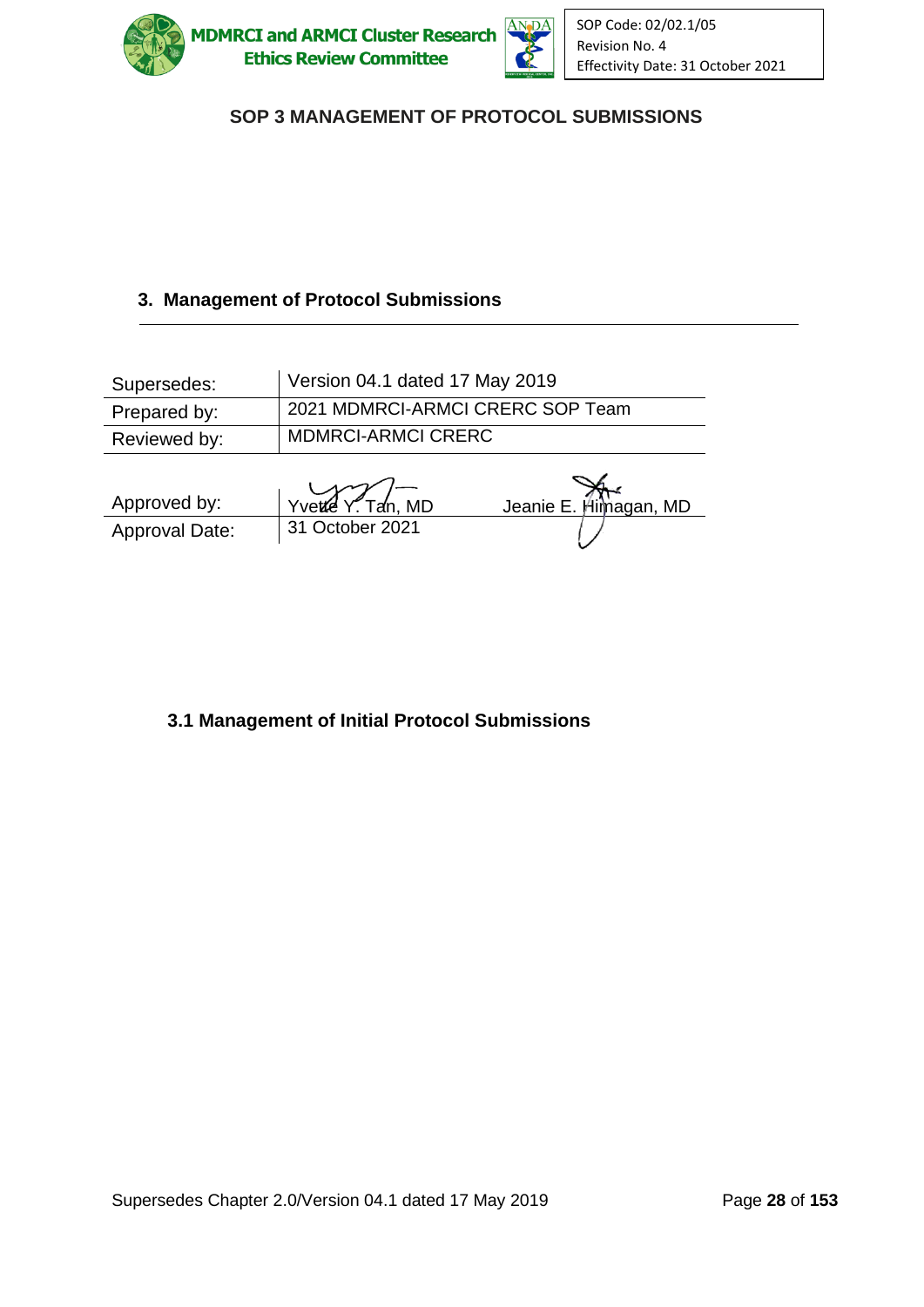# SOP 3 MANAGEMENT OF PROTOCOL SUBMISSIONS

## 3. Management of Protocol Submissions

| | |
|---|---|
| Supersedes: | Version 04.1 dated 17 May 2019 |
| Prepared by: | 2021 MDMRCI-ARMCI CRERC SOP Team |
| Reviewed by: | MDMRCI-ARMCI CRERC |

| | | |
|---|---|---|
| Approved by: | Yvette Y. Tan, MD | Jeanie E. Himagan, MD |
| Approval Date: | 31 October 2021 | |

### 3.1 Management of Initial Protocol Submissions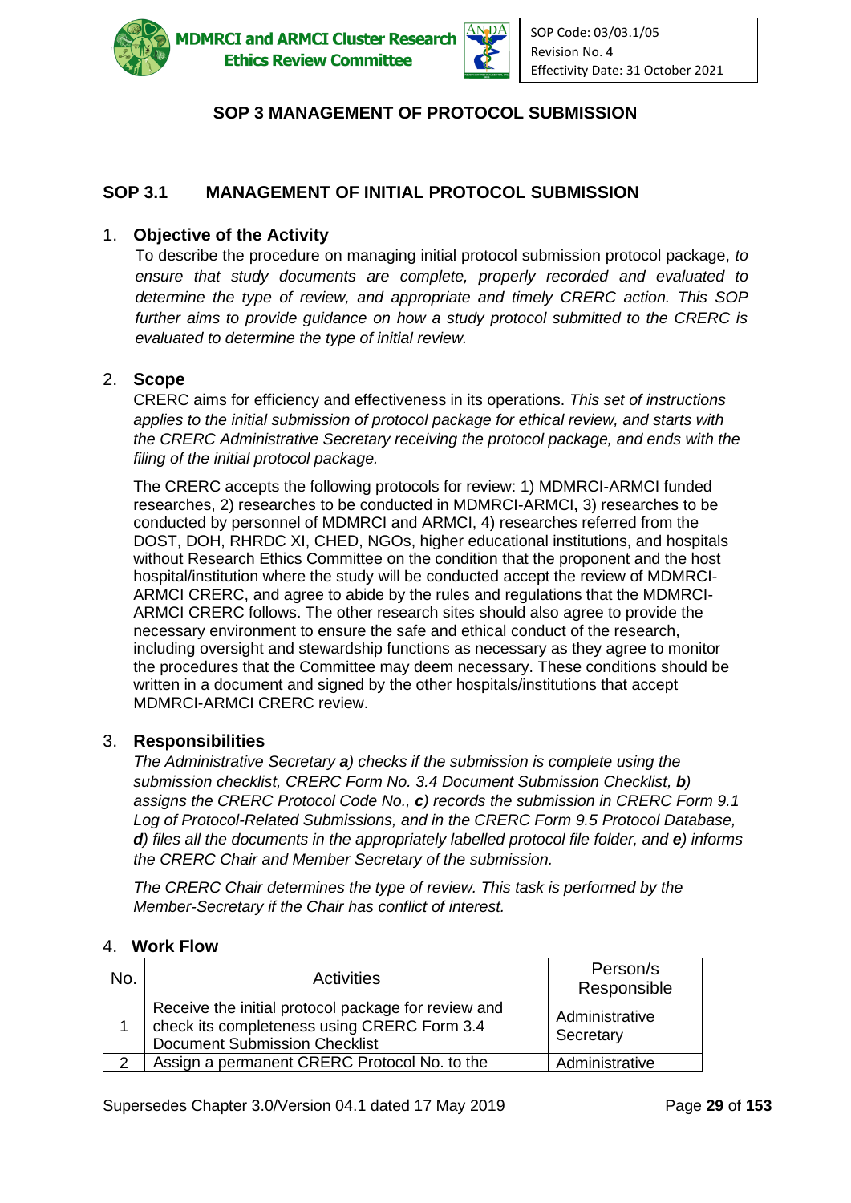# SOP 3 MANAGEMENT OF PROTOCOL SUBMISSION

## SOP 3.1 MANAGEMENT OF INITIAL PROTOCOL SUBMISSION

### 1. Objective of the Activity

To describe the procedure on managing initial protocol submission protocol package, *to ensure that study documents are complete, properly recorded and evaluated to determine the type of review, and appropriate and timely CRERC action. This SOP further aims to provide guidance on how a study protocol submitted to the CRERC is evaluated to determine the type of initial review.*

### 2. Scope

CRERC aims for efficiency and effectiveness in its operations. *This set of instructions applies to the initial submission of protocol package for ethical review, and starts with the CRERC Administrative Secretary receiving the protocol package, and ends with the filing of the initial protocol package.*

The CRERC accepts the following protocols for review: 1) MDMRCI-ARMCI funded researches, 2) researches to be conducted in MDMRCI-ARMCI**,** 3) researches to be conducted by personnel of MDMRCI and ARMCI, 4) researches referred from the DOST, DOH, RHRDC XI, CHED, NGOs, higher educational institutions, and hospitals without Research Ethics Committee on the condition that the proponent and the host hospital/institution where the study will be conducted accept the review of MDMRCI-ARMCI CRERC, and agree to abide by the rules and regulations that the MDMRCI-ARMCI CRERC follows. The other research sites should also agree to provide the necessary environment to ensure the safe and ethical conduct of the research, including oversight and stewardship functions as necessary as they agree to monitor the procedures that the Committee may deem necessary. These conditions should be written in a document and signed by the other hospitals/institutions that accept MDMRCI-ARMCI CRERC review.

### 3. Responsibilities

*The Administrative Secretary* ***a****) checks if the submission is complete using the submission checklist, CRERC Form No. 3.4 Document Submission Checklist,* ***b****) assigns the CRERC Protocol Code No.,* ***c****) records the submission in CRERC Form 9.1 Log of Protocol-Related Submissions, and in the CRERC Form 9.5 Protocol Database,* ***d****) files all the documents in the appropriately labelled protocol file folder, and* ***e****) informs the CRERC Chair and Member Secretary of the submission.*

*The CRERC Chair determines the type of review. This task is performed by the Member-Secretary if the Chair has conflict of interest.*

### 4. Work Flow

| No. | Activities | Person/s Responsible |
|---|---|---|
| 1 | Receive the initial protocol package for review and check its completeness using CRERC Form 3.4 Document Submission Checklist | Administrative Secretary |
| 2 | Assign a permanent CRERC Protocol No. to the | Administrative |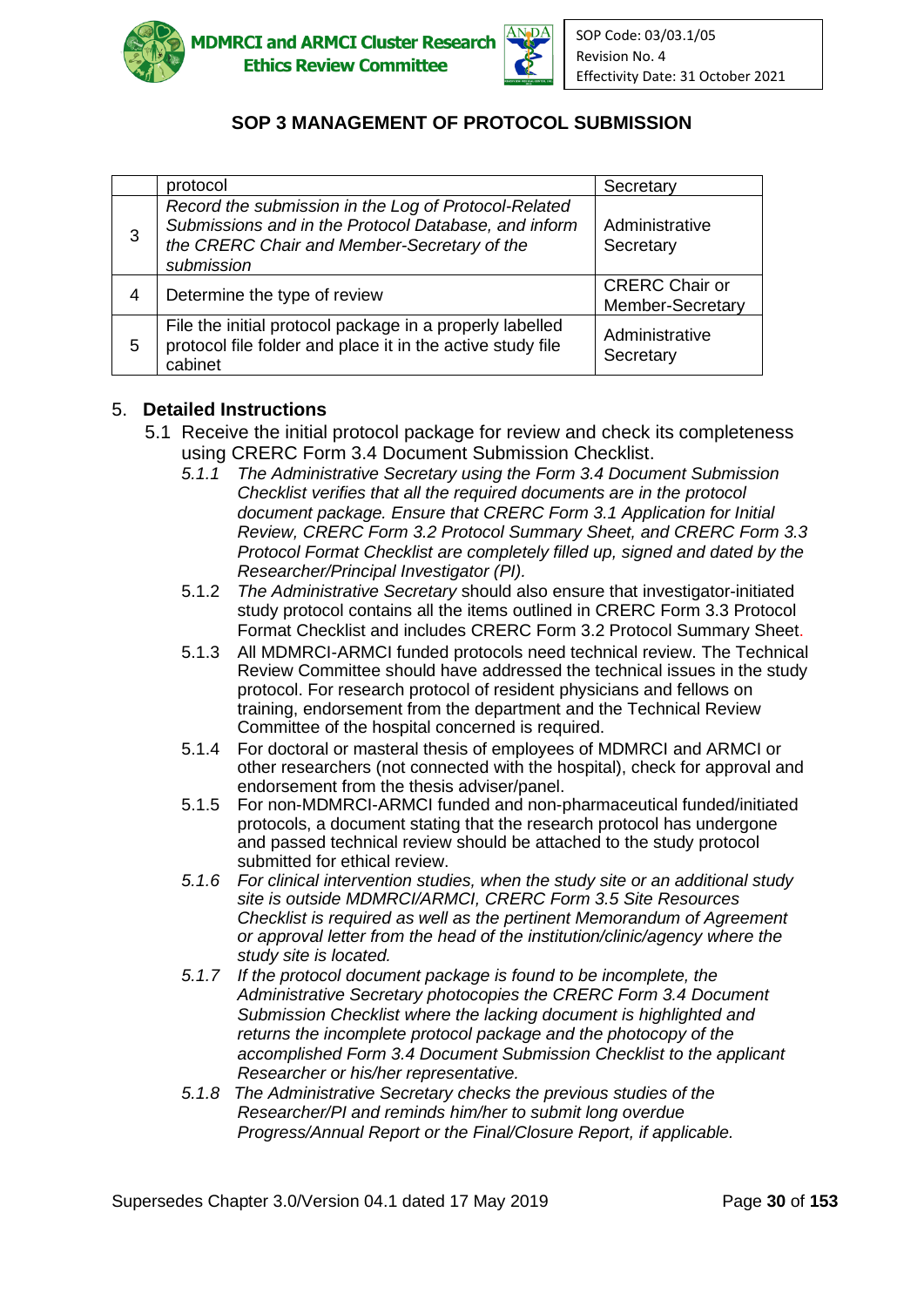## SOP 3 MANAGEMENT OF PROTOCOL SUBMISSION

| | | |
|---|---|---|
| | protocol | Secretary |
| 3 | *Record the submission in the Log of Protocol-Related Submissions and in the Protocol Database, and inform the CRERC Chair and Member-Secretary of the submission* | Administrative Secretary |
| 4 | Determine the type of review | CRERC Chair or Member-Secretary |
| 5 | File the initial protocol package in a properly labelled protocol file folder and place it in the active study file cabinet | Administrative Secretary |

5. **Detailed Instructions**

5.1 Receive the initial protocol package for review and check its completeness using CRERC Form 3.4 Document Submission Checklist.

*5.1.1 The Administrative Secretary using the Form 3.4 Document Submission Checklist verifies that all the required documents are in the protocol document package. Ensure that CRERC Form 3.1 Application for Initial Review, CRERC Form 3.2 Protocol Summary Sheet, and CRERC Form 3.3 Protocol Format Checklist are completely filled up, signed and dated by the Researcher/Principal Investigator (PI).*

5.1.2 *The Administrative Secretary* should also ensure that investigator-initiated study protocol contains all the items outlined in CRERC Form 3.3 Protocol Format Checklist and includes CRERC Form 3.2 Protocol Summary Sheet.

5.1.3 All MDMRCI-ARMCI funded protocols need technical review. The Technical Review Committee should have addressed the technical issues in the study protocol. For research protocol of resident physicians and fellows on training, endorsement from the department and the Technical Review Committee of the hospital concerned is required.

5.1.4 For doctoral or masteral thesis of employees of MDMRCI and ARMCI or other researchers (not connected with the hospital), check for approval and endorsement from the thesis adviser/panel.

5.1.5 For non-MDMRCI-ARMCI funded and non-pharmaceutical funded/initiated protocols, a document stating that the research protocol has undergone and passed technical review should be attached to the study protocol submitted for ethical review.

*5.1.6 For clinical intervention studies, when the study site or an additional study site is outside MDMRCI/ARMCI, CRERC Form 3.5 Site Resources Checklist is required as well as the pertinent Memorandum of Agreement or approval letter from the head of the institution/clinic/agency where the study site is located.*

*5.1.7 If the protocol document package is found to be incomplete, the Administrative Secretary photocopies the CRERC Form 3.4 Document Submission Checklist where the lacking document is highlighted and returns the incomplete protocol package and the photocopy of the accomplished Form 3.4 Document Submission Checklist to the applicant Researcher or his/her representative.*

*5.1.8 The Administrative Secretary checks the previous studies of the Researcher/PI and reminds him/her to submit long overdue Progress/Annual Report or the Final/Closure Report, if applicable.*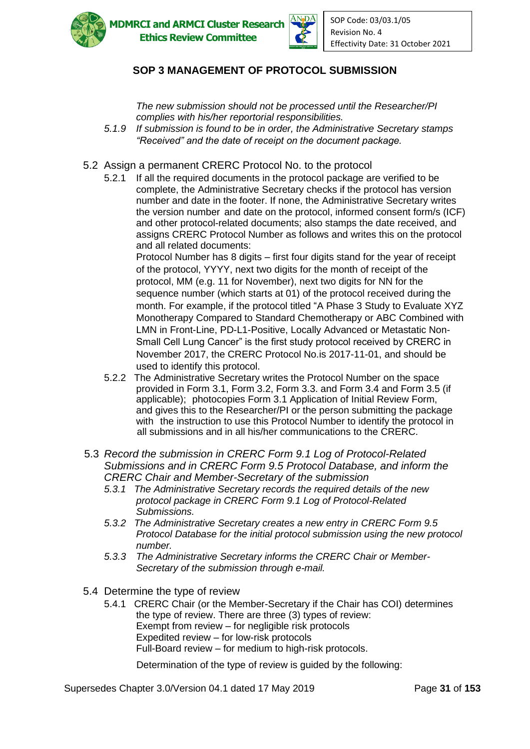## SOP 3 MANAGEMENT OF PROTOCOL SUBMISSION

*The new submission should not be processed until the Researcher/PI complies with his/her reportorial responsibilities.*

*5.1.9 If submission is found to be in order, the Administrative Secretary stamps "Received" and the date of receipt on the document package.*

5.2 Assign a permanent CRERC Protocol No. to the protocol

5.2.1 If all the required documents in the protocol package are verified to be complete, the Administrative Secretary checks if the protocol has version number and date in the footer. If none, the Administrative Secretary writes the version number and date on the protocol, informed consent form/s (ICF) and other protocol-related documents; also stamps the date received, and assigns CRERC Protocol Number as follows and writes this on the protocol and all related documents:

Protocol Number has 8 digits – first four digits stand for the year of receipt of the protocol, YYYY, next two digits for the month of receipt of the protocol, MM (e.g. 11 for November), next two digits for NN for the sequence number (which starts at 01) of the protocol received during the month. For example, if the protocol titled "A Phase 3 Study to Evaluate XYZ Monotherapy Compared to Standard Chemotherapy or ABC Combined with LMN in Front-Line, PD-L1-Positive, Locally Advanced or Metastatic Non-Small Cell Lung Cancer" is the first study protocol received by CRERC in November 2017, the CRERC Protocol No.is 2017-11-01, and should be used to identify this protocol.

5.2.2 The Administrative Secretary writes the Protocol Number on the space provided in Form 3.1, Form 3.2, Form 3.3. and Form 3.4 and Form 3.5 (if applicable); photocopies Form 3.1 Application of Initial Review Form, and gives this to the Researcher/PI or the person submitting the package with the instruction to use this Protocol Number to identify the protocol in all submissions and in all his/her communications to the CRERC.

*5.3 Record the submission in CRERC Form 9.1 Log of Protocol-Related Submissions and in CRERC Form 9.5 Protocol Database, and inform the CRERC Chair and Member-Secretary of the submission*

*5.3.1 The Administrative Secretary records the required details of the new protocol package in CRERC Form 9.1 Log of Protocol-Related Submissions.*

*5.3.2 The Administrative Secretary creates a new entry in CRERC Form 9.5 Protocol Database for the initial protocol submission using the new protocol number.*

*5.3.3 The Administrative Secretary informs the CRERC Chair or Member-Secretary of the submission through e-mail.*

5.4 Determine the type of review

5.4.1 CRERC Chair (or the Member-Secretary if the Chair has COI) determines the type of review. There are three (3) types of review:

Exempt from review – for negligible risk protocols
Expedited review – for low-risk protocols
Full-Board review – for medium to high-risk protocols.

Determination of the type of review is guided by the following: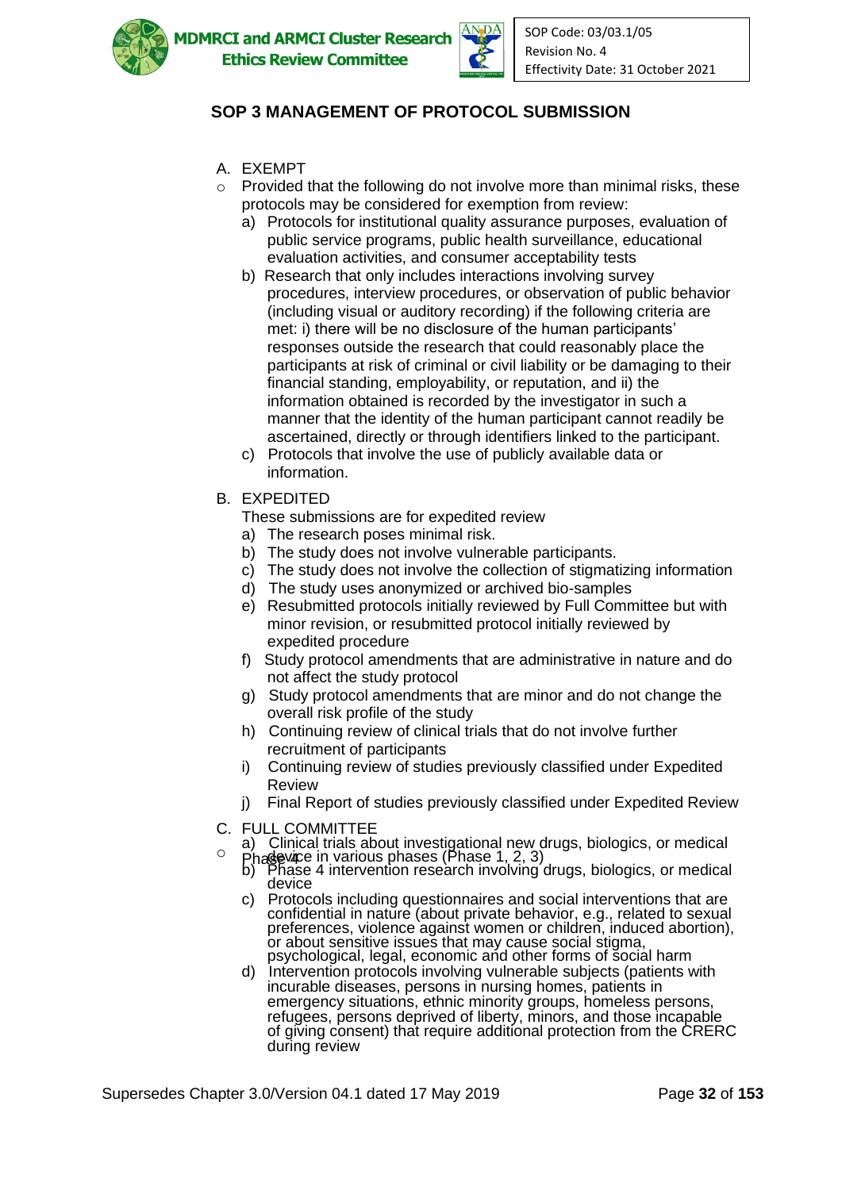## SOP 3 MANAGEMENT OF PROTOCOL SUBMISSION

A. EXEMPT

- Provided that the following do not involve more than minimal risks, these protocols may be considered for exemption from review:
  a) Protocols for institutional quality assurance purposes, evaluation of public service programs, public health surveillance, educational evaluation activities, and consumer acceptability tests
  b) Research that only includes interactions involving survey procedures, interview procedures, or observation of public behavior (including visual or auditory recording) if the following criteria are met: i) there will be no disclosure of the human participants' responses outside the research that could reasonably place the participants at risk of criminal or civil liability or be damaging to their financial standing, employability, or reputation, and ii) the information obtained is recorded by the investigator in such a manner that the identity of the human participant cannot readily be ascertained, directly or through identifiers linked to the participant.
  c) Protocols that involve the use of publicly available data or information.

B. EXPEDITED

These submissions are for expedited review

a) The research poses minimal risk.
b) The study does not involve vulnerable participants.
c) The study does not involve the collection of stigmatizing information
d) The study uses anonymized or archived bio-samples
e) Resubmitted protocols initially reviewed by Full Committee but with minor revision, or resubmitted protocol initially reviewed by expedited procedure
f) Study protocol amendments that are administrative in nature and do not affect the study protocol
g) Study protocol amendments that are minor and do not change the overall risk profile of the study
h) Continuing review of clinical trials that do not involve further recruitment of participants
i) Continuing review of studies previously classified under Expedited Review
j) Final Report of studies previously classified under Expedited Review

C. FULL COMMITTEE

- a) Clinical trials about investigational new drugs, biologics, or medical device in various phases (Phase 1, 2, 3)
  b) Phase 4 intervention research involving drugs, biologics, or medical device
  c) Protocols including questionnaires and social interventions that are confidential in nature (about private behavior, e.g., related to sexual preferences, violence against women or children, induced abortion), or about sensitive issues that may cause social stigma, psychological, legal, economic and other forms of social harm
  d) Intervention protocols involving vulnerable subjects (patients with incurable diseases, persons in nursing homes, patients in emergency situations, ethnic minority groups, homeless persons, refugees, persons deprived of liberty, minors, and those incapable of giving consent) that require additional protection from the CRERC during review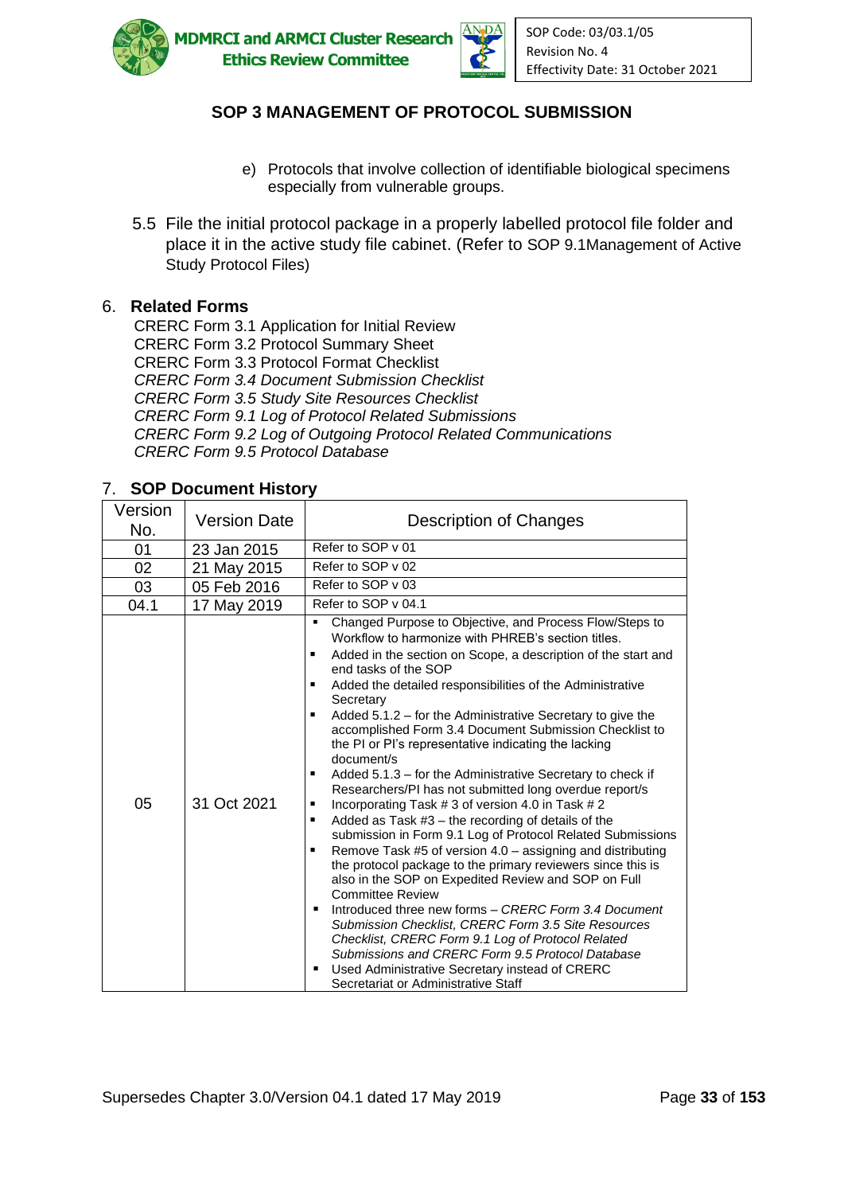e) Protocols that involve collection of identifiable biological specimens especially from vulnerable groups.

5.5 File the initial protocol package in a properly labelled protocol file folder and place it in the active study file cabinet. (Refer to SOP 9.1Management of Active Study Protocol Files)

## 6. Related Forms

CRERC Form 3.1 Application for Initial Review
CRERC Form 3.2 Protocol Summary Sheet
CRERC Form 3.3 Protocol Format Checklist
*CRERC Form 3.4 Document Submission Checklist*
*CRERC Form 3.5 Study Site Resources Checklist*
*CRERC Form 9.1 Log of Protocol Related Submissions*
*CRERC Form 9.2 Log of Outgoing Protocol Related Communications*
*CRERC Form 9.5 Protocol Database*

## 7. SOP Document History

| Version No. | Version Date | Description of Changes |
|---|---|---|
| 01 | 23 Jan 2015 | Refer to SOP v 01 |
| 02 | 21 May 2015 | Refer to SOP v 02 |
| 03 | 05 Feb 2016 | Refer to SOP v 03 |
| 04.1 | 17 May 2019 | Refer to SOP v 04.1 |
| 05 | 31 Oct 2021 | ▪ Changed Purpose to Objective, and Process Flow/Steps to Workflow to harmonize with PHREB's section titles.<br>▪ Added in the section on Scope, a description of the start and end tasks of the SOP<br>▪ Added the detailed responsibilities of the Administrative Secretary<br>▪ Added 5.1.2 – for the Administrative Secretary to give the accomplished Form 3.4 Document Submission Checklist to the PI or PI's representative indicating the lacking document/s<br>▪ Added 5.1.3 – for the Administrative Secretary to check if Researchers/PI has not submitted long overdue report/s<br>▪ Incorporating Task # 3 of version 4.0 in Task # 2<br>▪ Added as Task #3 – the recording of details of the submission in Form 9.1 Log of Protocol Related Submissions<br>▪ Remove Task #5 of version 4.0 – assigning and distributing the protocol package to the primary reviewers since this is also in the SOP on Expedited Review and SOP on Full Committee Review<br>▪ Introduced three new forms – *CRERC Form 3.4 Document Submission Checklist, CRERC Form 3.5 Site Resources Checklist, CRERC Form 9.1 Log of Protocol Related Submissions and CRERC Form 9.5 Protocol Database*<br>▪ Used Administrative Secretary instead of CRERC Secretariat or Administrative Staff |

Supersedes Chapter 3.0/Version 04.1 dated 17 May 2019